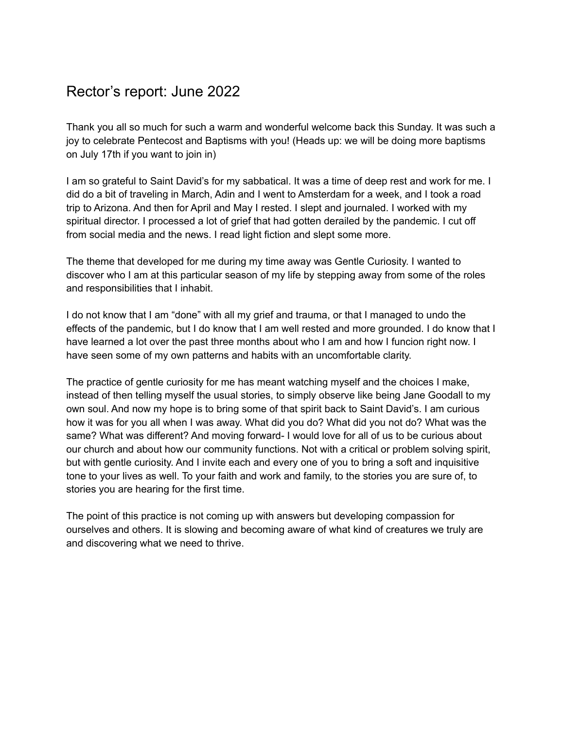# Rector's report: June 2022

Thank you all so much for such a warm and wonderful welcome back this Sunday. It was such a joy to celebrate Pentecost and Baptisms with you! (Heads up: we will be doing more baptisms on July 17th if you want to join in)

I am so grateful to Saint David's for my sabbatical. It was a time of deep rest and work for me. I did do a bit of traveling in March, Adin and I went to Amsterdam for a week, and I took a road trip to Arizona. And then for April and May I rested. I slept and journaled. I worked with my spiritual director. I processed a lot of grief that had gotten derailed by the pandemic. I cut off from social media and the news. I read light fiction and slept some more.

The theme that developed for me during my time away was Gentle Curiosity. I wanted to discover who I am at this particular season of my life by stepping away from some of the roles and responsibilities that I inhabit.

I do not know that I am "done" with all my grief and trauma, or that I managed to undo the effects of the pandemic, but I do know that I am well rested and more grounded. I do know that I have learned a lot over the past three months about who I am and how I funcion right now. I have seen some of my own patterns and habits with an uncomfortable clarity.

The practice of gentle curiosity for me has meant watching myself and the choices I make, instead of then telling myself the usual stories, to simply observe like being Jane Goodall to my own soul. And now my hope is to bring some of that spirit back to Saint David's. I am curious how it was for you all when I was away. What did you do? What did you not do? What was the same? What was different? And moving forward- I would love for all of us to be curious about our church and about how our community functions. Not with a critical or problem solving spirit, but with gentle curiosity. And I invite each and every one of you to bring a soft and inquisitive tone to your lives as well. To your faith and work and family, to the stories you are sure of, to stories you are hearing for the first time.

The point of this practice is not coming up with answers but developing compassion for ourselves and others. It is slowing and becoming aware of what kind of creatures we truly are and discovering what we need to thrive.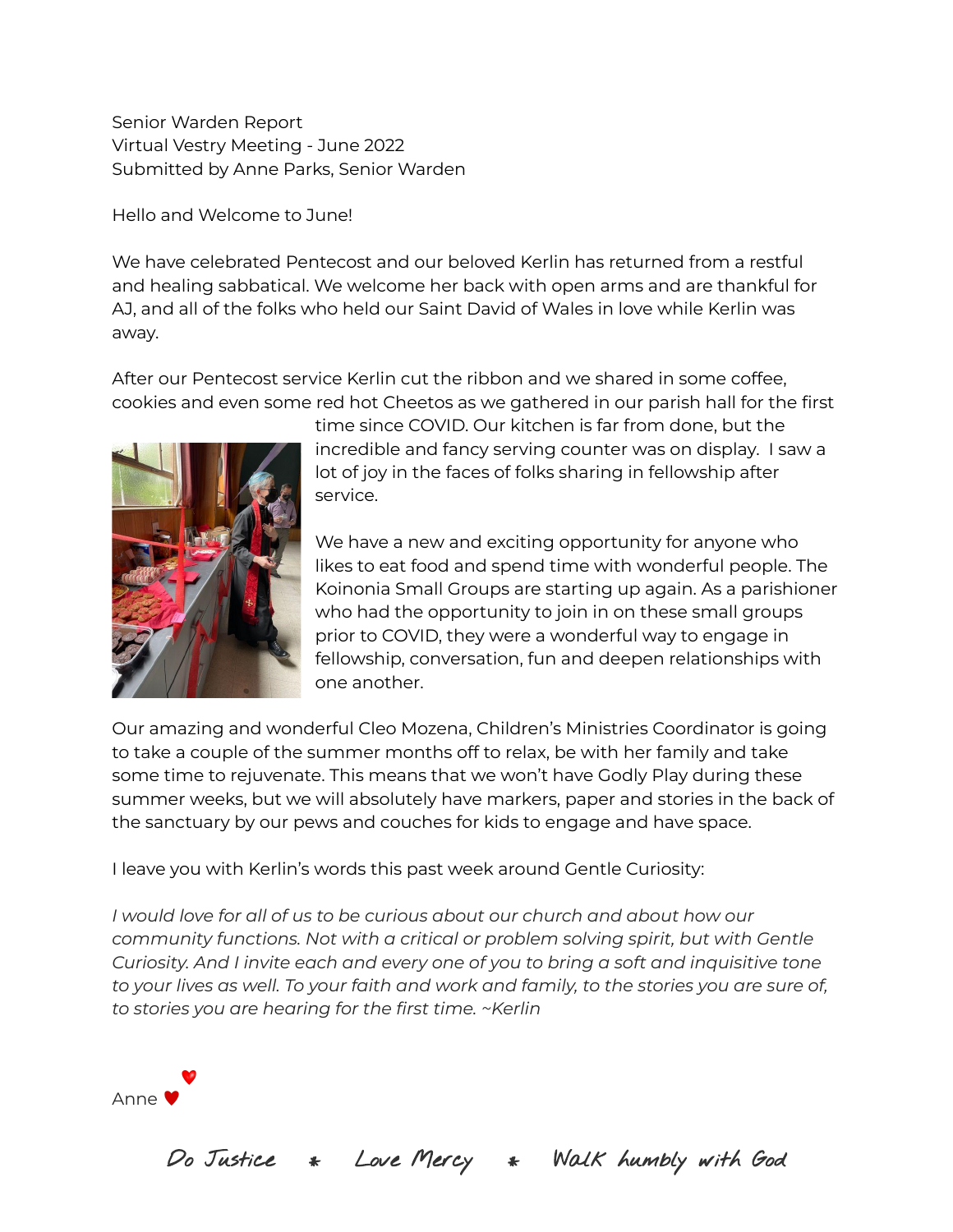Senior Warden Report
Virtual Vestry Meeting - June 2022
Submitted by Anne Parks, Senior Warden

Hello and Welcome to June!

We have celebrated Pentecost and our beloved Kerlin has returned from a restful and healing sabbatical. We welcome her back with open arms and are thankful for AJ, and all of the folks who held our Saint David of Wales in love while Kerlin was away.

After our Pentecost service Kerlin cut the ribbon and we shared in some coffee, cookies and even some red hot Cheetos as we gathered in our parish hall for the first time since COVID. Our kitchen is far from done, but the incredible and fancy serving counter was on display. I saw a lot of joy in the faces of folks sharing in fellowship after service.

We have a new and exciting opportunity for anyone who likes to eat food and spend time with wonderful people. The Koinonia Small Groups are starting up again. As a parishioner who had the opportunity to join in on these small groups prior to COVID, they were a wonderful way to engage in fellowship, conversation, fun and deepen relationships with one another.

Our amazing and wonderful Cleo Mozena, Children's Ministries Coordinator is going to take a couple of the summer months off to relax, be with her family and take some time to rejuvenate. This means that we won't have Godly Play during these summer weeks, but we will absolutely have markers, paper and stories in the back of the sanctuary by our pews and couches for kids to engage and have space.

I leave you with Kerlin's words this past week around Gentle Curiosity:

*I would love for all of us to be curious about our church and about how our community functions. Not with a critical or problem solving spirit, but with Gentle Curiosity. And I invite each and every one of you to bring a soft and inquisitive tone to your lives as well. To your faith and work and family, to the stories you are sure of, to stories you are hearing for the first time. ~Kerlin*

Anne ♥

Do Justice * Love Mercy * Walk humbly with God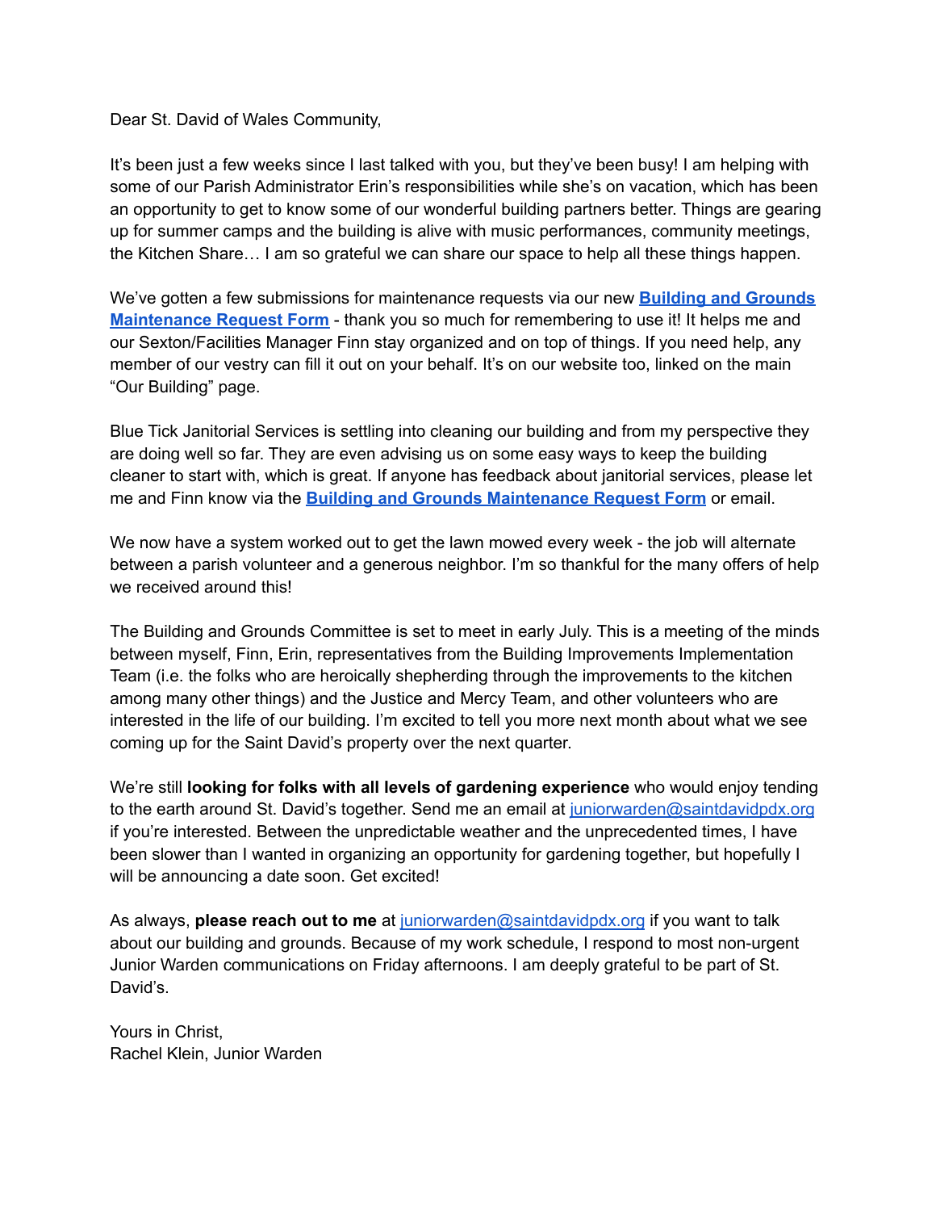Dear St. David of Wales Community,

It's been just a few weeks since I last talked with you, but they've been busy! I am helping with some of our Parish Administrator Erin's responsibilities while she's on vacation, which has been an opportunity to get to know some of our wonderful building partners better. Things are gearing up for summer camps and the building is alive with music performances, community meetings, the Kitchen Share… I am so grateful we can share our space to help all these things happen.

We've gotten a few submissions for maintenance requests via our new **Building and Grounds Maintenance Request Form** - thank you so much for remembering to use it! It helps me and our Sexton/Facilities Manager Finn stay organized and on top of things. If you need help, any member of our vestry can fill it out on your behalf. It's on our website too, linked on the main "Our Building" page.

Blue Tick Janitorial Services is settling into cleaning our building and from my perspective they are doing well so far. They are even advising us on some easy ways to keep the building cleaner to start with, which is great. If anyone has feedback about janitorial services, please let me and Finn know via the **Building and Grounds Maintenance Request Form** or email.

We now have a system worked out to get the lawn mowed every week - the job will alternate between a parish volunteer and a generous neighbor. I'm so thankful for the many offers of help we received around this!

The Building and Grounds Committee is set to meet in early July. This is a meeting of the minds between myself, Finn, Erin, representatives from the Building Improvements Implementation Team (i.e. the folks who are heroically shepherding through the improvements to the kitchen among many other things) and the Justice and Mercy Team, and other volunteers who are interested in the life of our building. I'm excited to tell you more next month about what we see coming up for the Saint David's property over the next quarter.

We're still **looking for folks with all levels of gardening experience** who would enjoy tending to the earth around St. David's together. Send me an email at juniorwarden@saintdavidpdx.org if you're interested. Between the unpredictable weather and the unprecedented times, I have been slower than I wanted in organizing an opportunity for gardening together, but hopefully I will be announcing a date soon. Get excited!

As always, **please reach out to me** at juniorwarden@saintdavidpdx.org if you want to talk about our building and grounds. Because of my work schedule, I respond to most non-urgent Junior Warden communications on Friday afternoons. I am deeply grateful to be part of St. David's.

Yours in Christ,
Rachel Klein, Junior Warden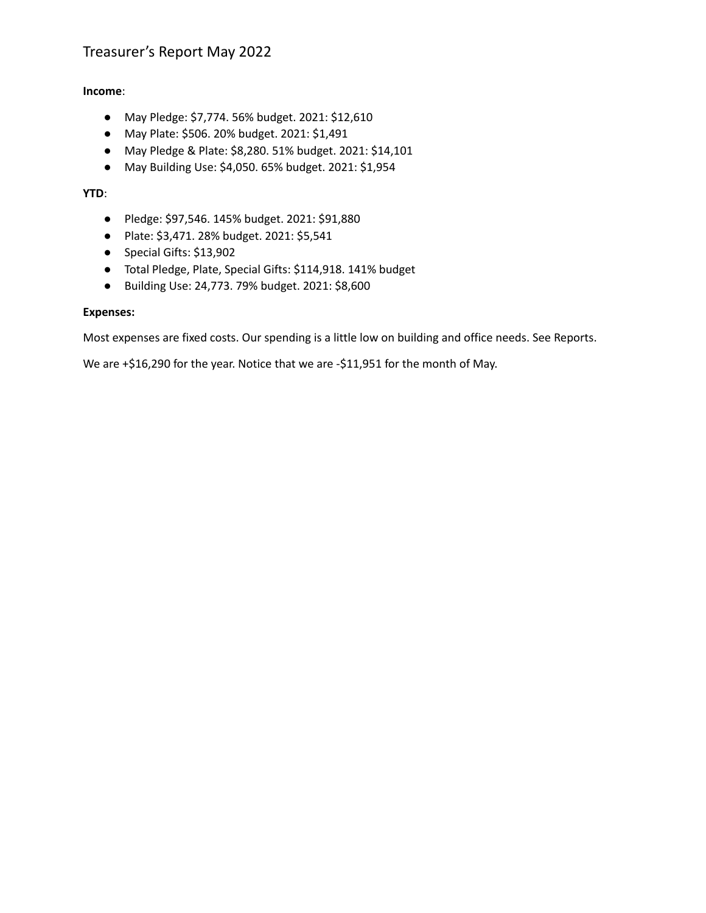# Treasurer's Report May 2022

**Income**:

- May Pledge: $7,774. 56% budget. 2021: $12,610
- May Plate: $506. 20% budget. 2021: $1,491
- May Pledge & Plate: $8,280. 51% budget. 2021: $14,101
- May Building Use: $4,050. 65% budget. 2021: $1,954

**YTD**:

- Pledge: $97,546. 145% budget. 2021: $91,880
- Plate: $3,471. 28% budget. 2021: $5,541
- Special Gifts: $13,902
- Total Pledge, Plate, Special Gifts: $114,918. 141% budget
- Building Use: 24,773. 79% budget. 2021: $8,600

**Expenses:**

Most expenses are fixed costs. Our spending is a little low on building and office needs. See Reports.

We are +$16,290 for the year. Notice that we are -$11,951 for the month of May.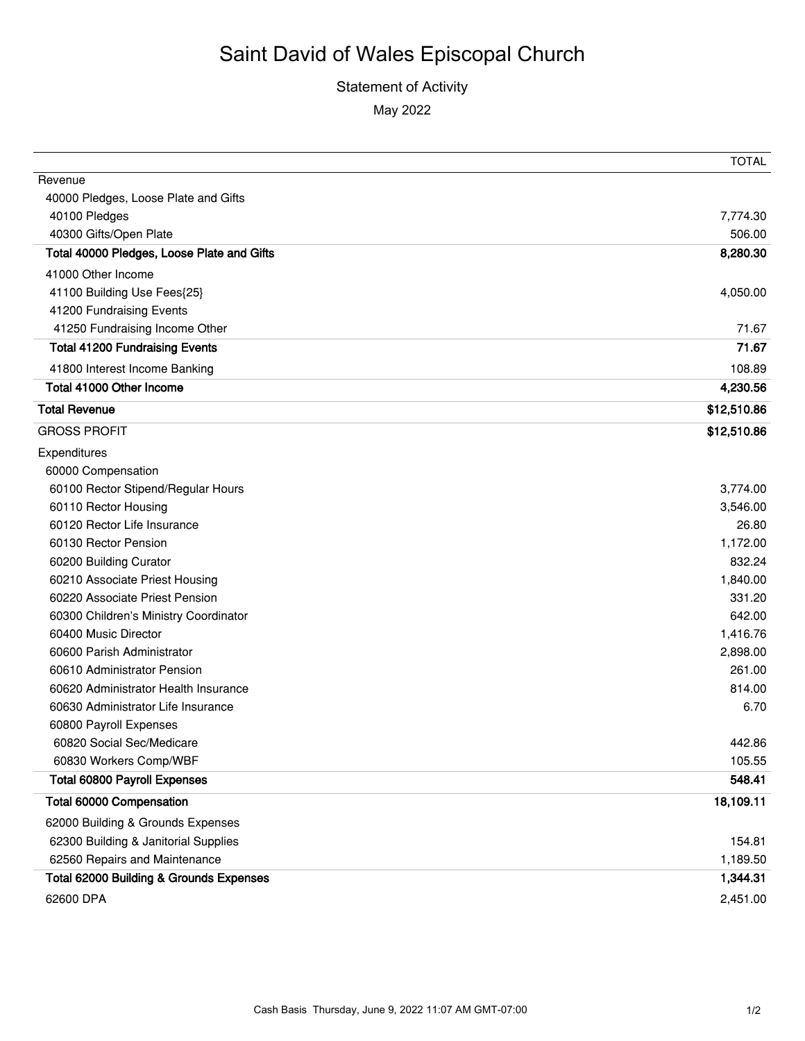# Saint David of Wales Episcopal Church

## Statement of Activity

May 2022

| | TOTAL |
|---|---|
| Revenue | |
| 40000 Pledges, Loose Plate and Gifts | |
| 40100 Pledges | 7,774.30 |
| 40300 Gifts/Open Plate | 506.00 |
| **Total 40000 Pledges, Loose Plate and Gifts** | **8,280.30** |
| 41000 Other Income | |
| 41100 Building Use Fees{25} | 4,050.00 |
| 41200 Fundraising Events | |
| 41250 Fundraising Income Other | 71.67 |
| **Total 41200 Fundraising Events** | **71.67** |
| 41800 Interest Income Banking | 108.89 |
| **Total 41000 Other Income** | **4,230.56** |
| **Total Revenue** | **$12,510.86** |
| GROSS PROFIT | **$12,510.86** |
| Expenditures | |
| 60000 Compensation | |
| 60100 Rector Stipend/Regular Hours | 3,774.00 |
| 60110 Rector Housing | 3,546.00 |
| 60120 Rector Life Insurance | 26.80 |
| 60130 Rector Pension | 1,172.00 |
| 60200 Building Curator | 832.24 |
| 60210 Associate Priest Housing | 1,840.00 |
| 60220 Associate Priest Pension | 331.20 |
| 60300 Children's Ministry Coordinator | 642.00 |
| 60400 Music Director | 1,416.76 |
| 60600 Parish Administrator | 2,898.00 |
| 60610 Administrator Pension | 261.00 |
| 60620 Administrator Health Insurance | 814.00 |
| 60630 Administrator Life Insurance | 6.70 |
| 60800 Payroll Expenses | |
| 60820 Social Sec/Medicare | 442.86 |
| 60830 Workers Comp/WBF | 105.55 |
| **Total 60800 Payroll Expenses** | **548.41** |
| **Total 60000 Compensation** | **18,109.11** |
| 62000 Building & Grounds Expenses | |
| 62300 Building & Janitorial Supplies | 154.81 |
| 62560 Repairs and Maintenance | 1,189.50 |
| **Total 62000 Building & Grounds Expenses** | **1,344.31** |
| 62600 DPA | 2,451.00 |

Cash Basis Thursday, June 9, 2022 11:07 AM GMT-07:00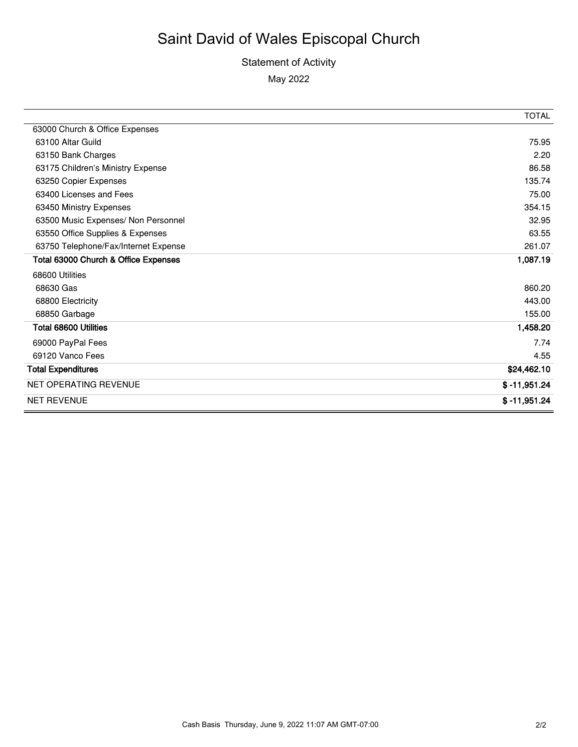# Saint David of Wales Episcopal Church

Statement of Activity

May 2022

| | TOTAL |
|---|---|
| 63000 Church & Office Expenses | |
| 63100 Altar Guild | 75.95 |
| 63150 Bank Charges | 2.20 |
| 63175 Children's Ministry Expense | 86.58 |
| 63250 Copier Expenses | 135.74 |
| 63400 Licenses and Fees | 75.00 |
| 63450 Ministry Expenses | 354.15 |
| 63500 Music Expenses/ Non Personnel | 32.95 |
| 63550 Office Supplies & Expenses | 63.55 |
| 63750 Telephone/Fax/Internet Expense | 261.07 |
| **Total 63000 Church & Office Expenses** | **1,087.19** |
| 68600 Utilities | |
| 68630 Gas | 860.20 |
| 68800 Electricity | 443.00 |
| 68850 Garbage | 155.00 |
| **Total 68600 Utilities** | **1,458.20** |
| 69000 PayPal Fees | 7.74 |
| 69120 Vanco Fees | 4.55 |
| **Total Expenditures** | **$24,462.10** |
| NET OPERATING REVENUE | **$ -11,951.24** |
| NET REVENUE | **$ -11,951.24** |

Cash Basis Thursday, June 9, 2022 11:07 AM GMT-07:00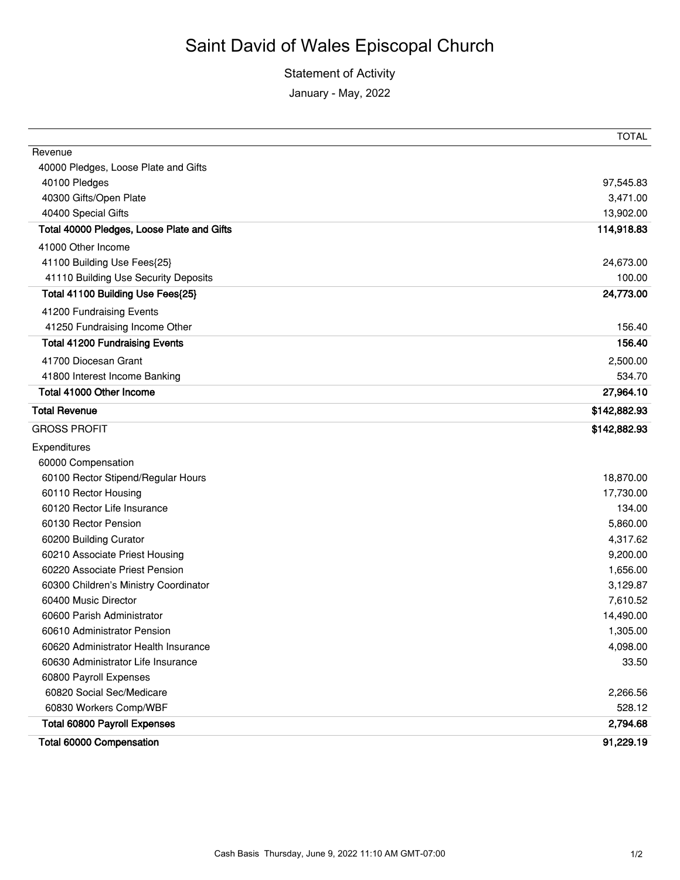# Saint David of Wales Episcopal Church

Statement of Activity

January - May, 2022

| | TOTAL |
|---|---|
| Revenue | |
| 40000 Pledges, Loose Plate and Gifts | |
| 40100 Pledges | 97,545.83 |
| 40300 Gifts/Open Plate | 3,471.00 |
| 40400 Special Gifts | 13,902.00 |
| **Total 40000 Pledges, Loose Plate and Gifts** | **114,918.83** |
| 41000 Other Income | |
| 41100 Building Use Fees{25} | 24,673.00 |
| 41110 Building Use Security Deposits | 100.00 |
| **Total 41100 Building Use Fees{25}** | **24,773.00** |
| 41200 Fundraising Events | |
| 41250 Fundraising Income Other | 156.40 |
| **Total 41200 Fundraising Events** | **156.40** |
| 41700 Diocesan Grant | 2,500.00 |
| 41800 Interest Income Banking | 534.70 |
| **Total 41000 Other Income** | **27,964.10** |
| **Total Revenue** | **$142,882.93** |
| GROSS PROFIT | **$142,882.93** |
| Expenditures | |
| 60000 Compensation | |
| 60100 Rector Stipend/Regular Hours | 18,870.00 |
| 60110 Rector Housing | 17,730.00 |
| 60120 Rector Life Insurance | 134.00 |
| 60130 Rector Pension | 5,860.00 |
| 60200 Building Curator | 4,317.62 |
| 60210 Associate Priest Housing | 9,200.00 |
| 60220 Associate Priest Pension | 1,656.00 |
| 60300 Children's Ministry Coordinator | 3,129.87 |
| 60400 Music Director | 7,610.52 |
| 60600 Parish Administrator | 14,490.00 |
| 60610 Administrator Pension | 1,305.00 |
| 60620 Administrator Health Insurance | 4,098.00 |
| 60630 Administrator Life Insurance | 33.50 |
| 60800 Payroll Expenses | |
| 60820 Social Sec/Medicare | 2,266.56 |
| 60830 Workers Comp/WBF | 528.12 |
| **Total 60800 Payroll Expenses** | **2,794.68** |
| **Total 60000 Compensation** | **91,229.19** |

Cash Basis Thursday, June 9, 2022 11:10 AM GMT-07:00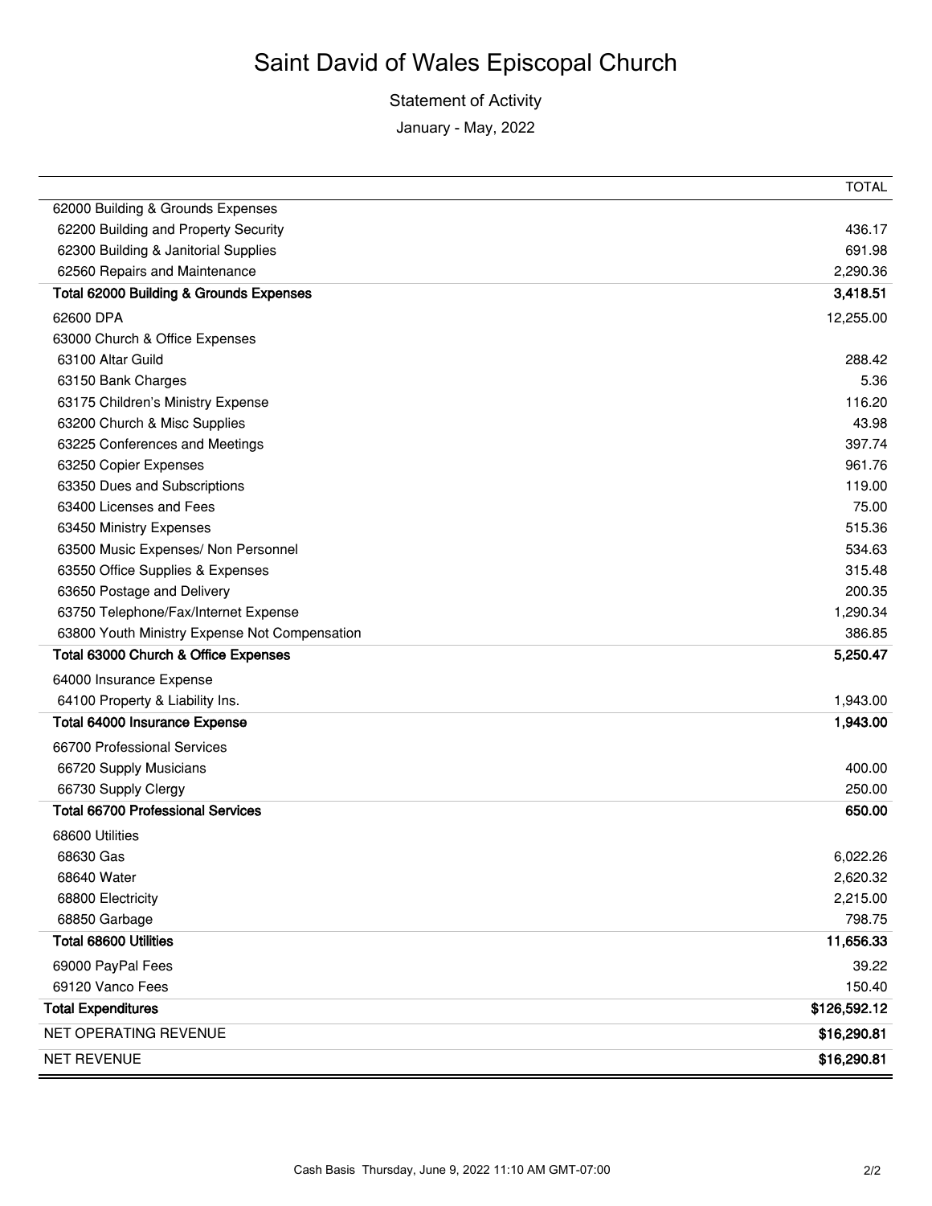# Saint David of Wales Episcopal Church

Statement of Activity

January - May, 2022

| | TOTAL |
| --- | --- |
| 62000 Building & Grounds Expenses | |
| 62200 Building and Property Security | 436.17 |
| 62300 Building & Janitorial Supplies | 691.98 |
| 62560 Repairs and Maintenance | 2,290.36 |
| **Total 62000 Building & Grounds Expenses** | **3,418.51** |
| 62600 DPA | 12,255.00 |
| 63000 Church & Office Expenses | |
| 63100 Altar Guild | 288.42 |
| 63150 Bank Charges | 5.36 |
| 63175 Children's Ministry Expense | 116.20 |
| 63200 Church & Misc Supplies | 43.98 |
| 63225 Conferences and Meetings | 397.74 |
| 63250 Copier Expenses | 961.76 |
| 63350 Dues and Subscriptions | 119.00 |
| 63400 Licenses and Fees | 75.00 |
| 63450 Ministry Expenses | 515.36 |
| 63500 Music Expenses/ Non Personnel | 534.63 |
| 63550 Office Supplies & Expenses | 315.48 |
| 63650 Postage and Delivery | 200.35 |
| 63750 Telephone/Fax/Internet Expense | 1,290.34 |
| 63800 Youth Ministry Expense Not Compensation | 386.85 |
| **Total 63000 Church & Office Expenses** | **5,250.47** |
| 64000 Insurance Expense | |
| 64100 Property & Liability Ins. | 1,943.00 |
| **Total 64000 Insurance Expense** | **1,943.00** |
| 66700 Professional Services | |
| 66720 Supply Musicians | 400.00 |
| 66730 Supply Clergy | 250.00 |
| **Total 66700 Professional Services** | **650.00** |
| 68600 Utilities | |
| 68630 Gas | 6,022.26 |
| 68640 Water | 2,620.32 |
| 68800 Electricity | 2,215.00 |
| 68850 Garbage | 798.75 |
| **Total 68600 Utilities** | **11,656.33** |
| 69000 PayPal Fees | 39.22 |
| 69120 Vanco Fees | 150.40 |
| **Total Expenditures** | **$126,592.12** |
| NET OPERATING REVENUE | **$16,290.81** |
| NET REVENUE | **$16,290.81** |

Cash Basis Thursday, June 9, 2022 11:10 AM GMT-07:00